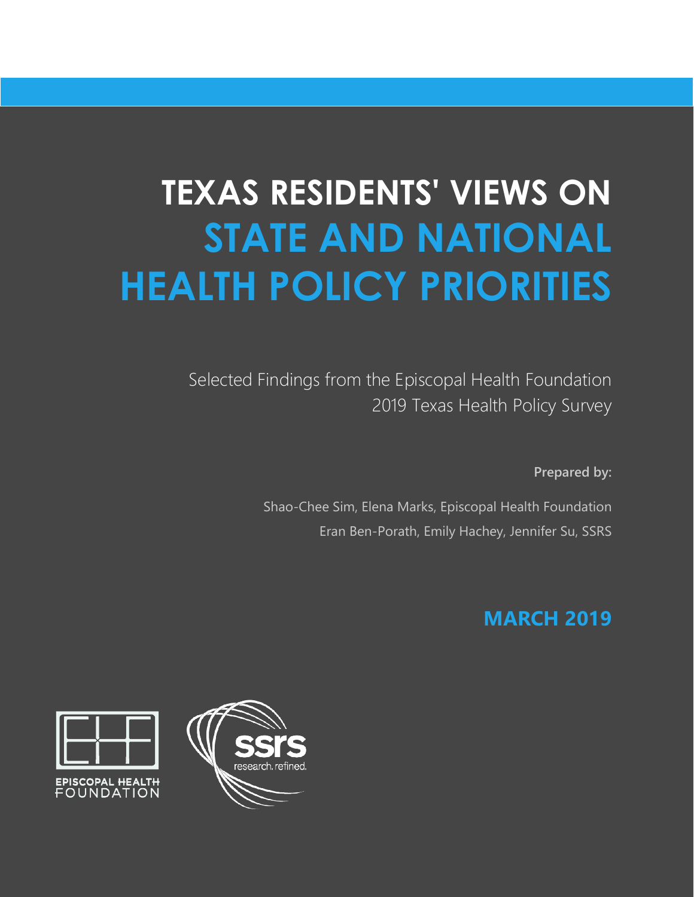# TEXAS RESIDENTS' VIEWS ON STATE AND NATIONAL HEALTH POLICY PRIORITIES

Selected Findings from the Episcopal Health Foundation 2019 Texas Health Policy Survey

**Prepared by:**

Shao-Chee Sim, Elena Marks, Episcopal Health Foundation

Eran Ben-Porath, Emily Hachey, Jennifer Su, SSRS

**MARCH 2019**

EPISCOPAL HEALTH FOUNDATION

ssrs research. refined.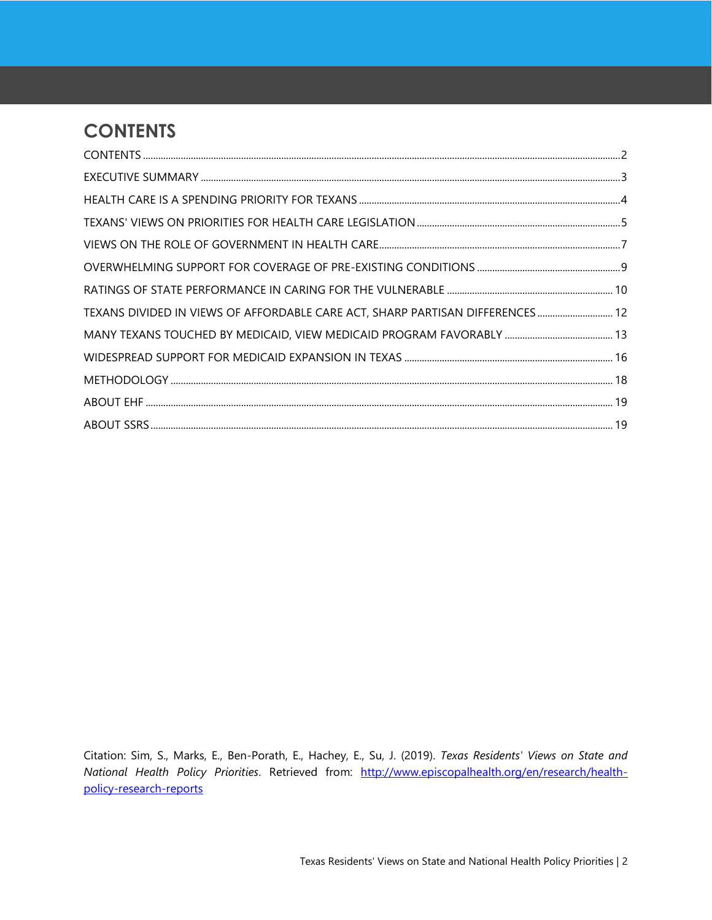# CONTENTS

| | |
|---|---|
| CONTENTS | 2 |
| EXECUTIVE SUMMARY | 3 |
| HEALTH CARE IS A SPENDING PRIORITY FOR TEXANS | 4 |
| TEXANS' VIEWS ON PRIORITIES FOR HEALTH CARE LEGISLATION | 5 |
| VIEWS ON THE ROLE OF GOVERNMENT IN HEALTH CARE | 7 |
| OVERWHELMING SUPPORT FOR COVERAGE OF PRE-EXISTING CONDITIONS | 9 |
| RATINGS OF STATE PERFORMANCE IN CARING FOR THE VULNERABLE | 10 |
| TEXANS DIVIDED IN VIEWS OF AFFORDABLE CARE ACT, SHARP PARTISAN DIFFERENCES | 12 |
| MANY TEXANS TOUCHED BY MEDICAID, VIEW MEDICAID PROGRAM FAVORABLY | 13 |
| WIDESPREAD SUPPORT FOR MEDICAID EXPANSION IN TEXAS | 16 |
| METHODOLOGY | 18 |
| ABOUT EHF | 19 |
| ABOUT SSRS | 19 |

Citation: Sim, S., Marks, E., Ben-Porath, E., Hachey, E., Su, J. (2019). *Texas Residents' Views on State and National Health Policy Priorities*. Retrieved from: http://www.episcopalhealth.org/en/research/health-policy-research-reports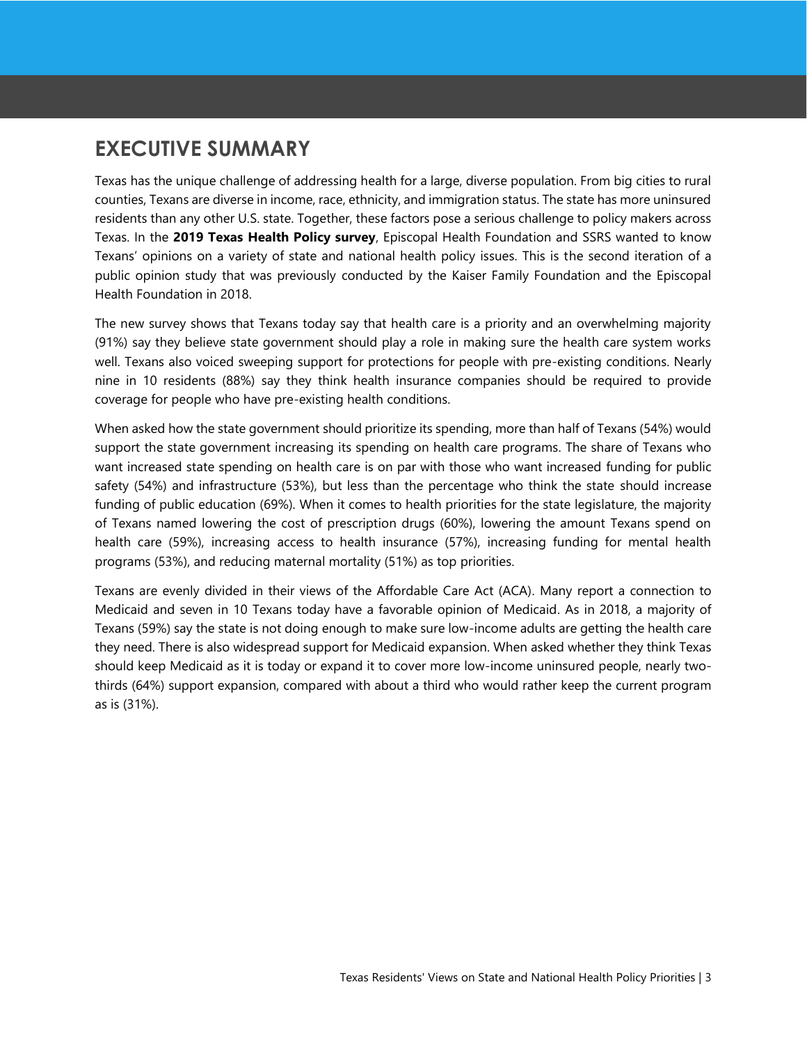# EXECUTIVE SUMMARY

Texas has the unique challenge of addressing health for a large, diverse population. From big cities to rural counties, Texans are diverse in income, race, ethnicity, and immigration status. The state has more uninsured residents than any other U.S. state. Together, these factors pose a serious challenge to policy makers across Texas. In the **2019 Texas Health Policy survey**, Episcopal Health Foundation and SSRS wanted to know Texans' opinions on a variety of state and national health policy issues. This is the second iteration of a public opinion study that was previously conducted by the Kaiser Family Foundation and the Episcopal Health Foundation in 2018.

The new survey shows that Texans today say that health care is a priority and an overwhelming majority (91%) say they believe state government should play a role in making sure the health care system works well. Texans also voiced sweeping support for protections for people with pre-existing conditions. Nearly nine in 10 residents (88%) say they think health insurance companies should be required to provide coverage for people who have pre-existing health conditions.

When asked how the state government should prioritize its spending, more than half of Texans (54%) would support the state government increasing its spending on health care programs. The share of Texans who want increased state spending on health care is on par with those who want increased funding for public safety (54%) and infrastructure (53%), but less than the percentage who think the state should increase funding of public education (69%). When it comes to health priorities for the state legislature, the majority of Texans named lowering the cost of prescription drugs (60%), lowering the amount Texans spend on health care (59%), increasing access to health insurance (57%), increasing funding for mental health programs (53%), and reducing maternal mortality (51%) as top priorities.

Texans are evenly divided in their views of the Affordable Care Act (ACA). Many report a connection to Medicaid and seven in 10 Texans today have a favorable opinion of Medicaid. As in 2018, a majority of Texans (59%) say the state is not doing enough to make sure low-income adults are getting the health care they need. There is also widespread support for Medicaid expansion. When asked whether they think Texas should keep Medicaid as it is today or expand it to cover more low-income uninsured people, nearly two-thirds (64%) support expansion, compared with about a third who would rather keep the current program as is (31%).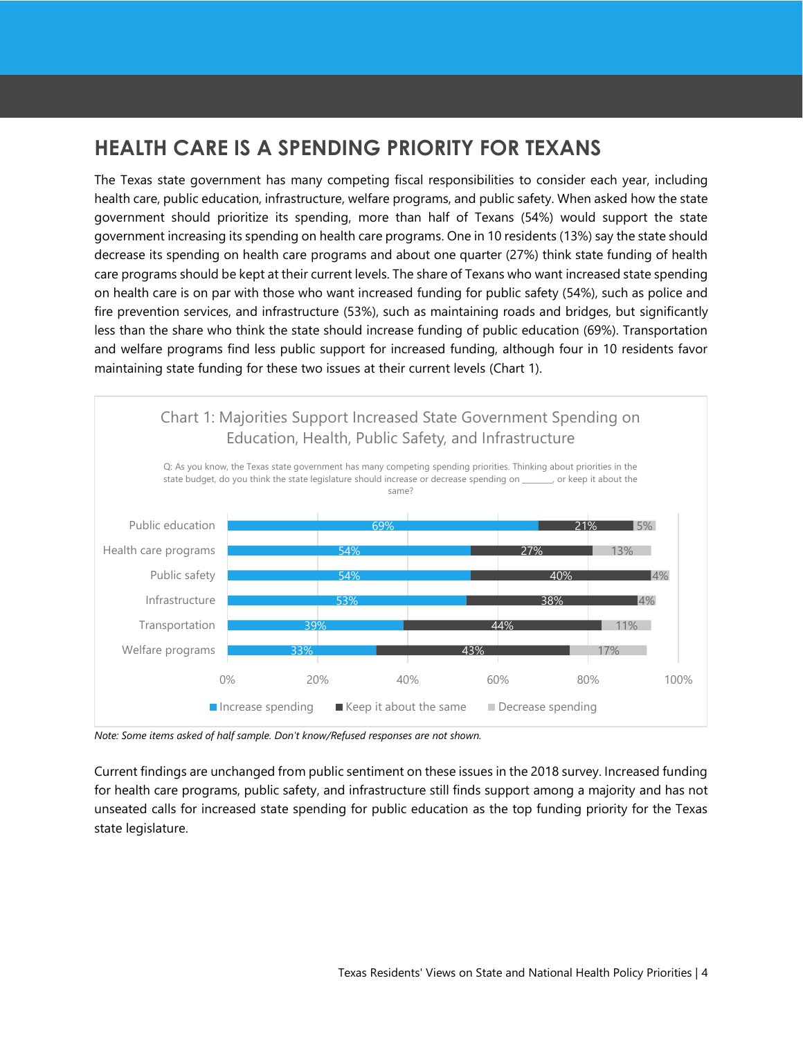## HEALTH CARE IS A SPENDING PRIORITY FOR TEXANS

The Texas state government has many competing fiscal responsibilities to consider each year, including health care, public education, infrastructure, welfare programs, and public safety. When asked how the state government should prioritize its spending, more than half of Texans (54%) would support the state government increasing its spending on health care programs. One in 10 residents (13%) say the state should decrease its spending on health care programs and about one quarter (27%) think state funding of health care programs should be kept at their current levels. The share of Texans who want increased state spending on health care is on par with those who want increased funding for public safety (54%), such as police and fire prevention services, and infrastructure (53%), such as maintaining roads and bridges, but significantly less than the share who think the state should increase funding of public education (69%). Transportation and welfare programs find less public support for increased funding, although four in 10 residents favor maintaining state funding for these two issues at their current levels (Chart 1).

Chart 1: Majorities Support Increased State Government Spending on Education, Health, Public Safety, and Infrastructure

Q: As you know, the Texas state government has many competing spending priorities. Thinking about priorities in the state budget, do you think the state legislature should increase or decrease spending on _______, or keep it about the same?

| | Increase spending | Keep it about the same | Decrease spending |
|---|---|---|---|
| Public education | 69% | 21% | 5% |
| Health care programs | 54% | 27% | 13% |
| Public safety | 54% | 40% | 4% |
| Infrastructure | 53% | 38% | 4% |
| Transportation | 39% | 44% | 11% |
| Welfare programs | 33% | 43% | 17% |

*Note: Some items asked of half sample. Don't know/Refused responses are not shown.*

Current findings are unchanged from public sentiment on these issues in the 2018 survey. Increased funding for health care programs, public safety, and infrastructure still finds support among a majority and has not unseated calls for increased state spending for public education as the top funding priority for the Texas state legislature.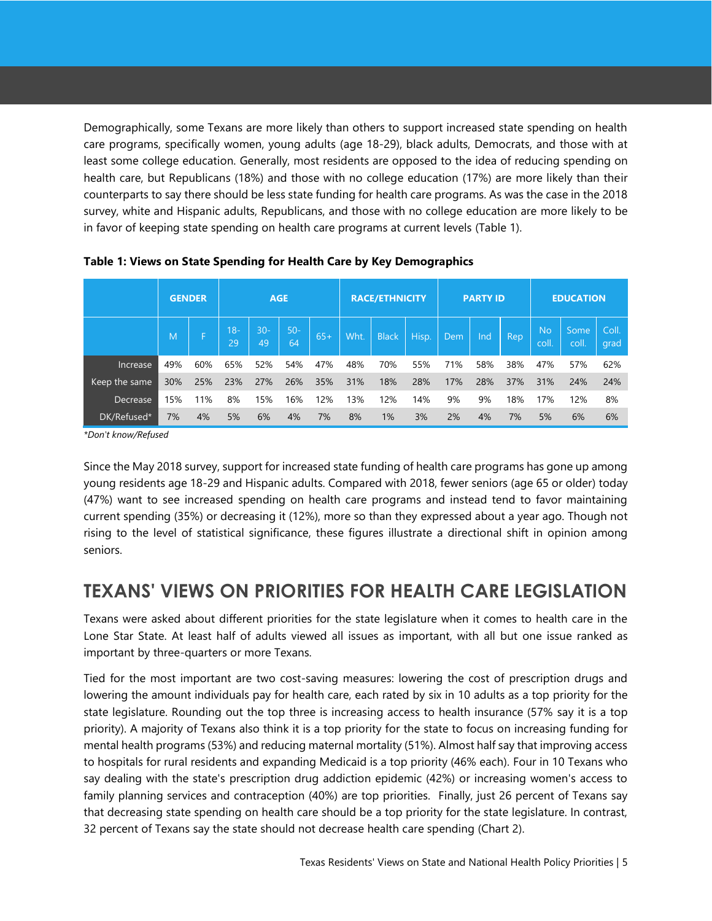Demographically, some Texans are more likely than others to support increased state spending on health care programs, specifically women, young adults (age 18-29), black adults, Democrats, and those with at least some college education. Generally, most residents are opposed to the idea of reducing spending on health care, but Republicans (18%) and those with no college education (17%) are more likely than their counterparts to say there should be less state funding for health care programs. As was the case in the 2018 survey, white and Hispanic adults, Republicans, and those with no college education are more likely to be in favor of keeping state spending on health care programs at current levels (Table 1).

**Table 1: Views on State Spending for Health Care by Key Demographics**

| | GENDER | | AGE | | | | RACE/ETHNICITY | | | PARTY ID | | | EDUCATION | | |
|---|---|---|---|---|---|---|---|---|---|---|---|---|---|---|---|
| | M | F | 18-29 | 30-49 | 50-64 | 65+ | Wht. | Black | Hisp. | Dem | Ind | Rep | No coll. | Some coll. | Coll. grad |
| Increase | 49% | 60% | 65% | 52% | 54% | 47% | 48% | 70% | 55% | 71% | 58% | 38% | 47% | 57% | 62% |
| Keep the same | 30% | 25% | 23% | 27% | 26% | 35% | 31% | 18% | 28% | 17% | 28% | 37% | 31% | 24% | 24% |
| Decrease | 15% | 11% | 8% | 15% | 16% | 12% | 13% | 12% | 14% | 9% | 9% | 18% | 17% | 12% | 8% |
| DK/Refused* | 7% | 4% | 5% | 6% | 4% | 7% | 8% | 1% | 3% | 2% | 4% | 7% | 5% | 6% | 6% |

*\*Don't know/Refused*

Since the May 2018 survey, support for increased state funding of health care programs has gone up among young residents age 18-29 and Hispanic adults. Compared with 2018, fewer seniors (age 65 or older) today (47%) want to see increased spending on health care programs and instead tend to favor maintaining current spending (35%) or decreasing it (12%), more so than they expressed about a year ago. Though not rising to the level of statistical significance, these figures illustrate a directional shift in opinion among seniors.

## TEXANS' VIEWS ON PRIORITIES FOR HEALTH CARE LEGISLATION

Texans were asked about different priorities for the state legislature when it comes to health care in the Lone Star State. At least half of adults viewed all issues as important, with all but one issue ranked as important by three-quarters or more Texans.

Tied for the most important are two cost-saving measures: lowering the cost of prescription drugs and lowering the amount individuals pay for health care, each rated by six in 10 adults as a top priority for the state legislature. Rounding out the top three is increasing access to health insurance (57% say it is a top priority). A majority of Texans also think it is a top priority for the state to focus on increasing funding for mental health programs (53%) and reducing maternal mortality (51%). Almost half say that improving access to hospitals for rural residents and expanding Medicaid is a top priority (46% each). Four in 10 Texans who say dealing with the state's prescription drug addiction epidemic (42%) or increasing women's access to family planning services and contraception (40%) are top priorities. Finally, just 26 percent of Texans say that decreasing state spending on health care should be a top priority for the state legislature. In contrast, 32 percent of Texans say the state should not decrease health care spending (Chart 2).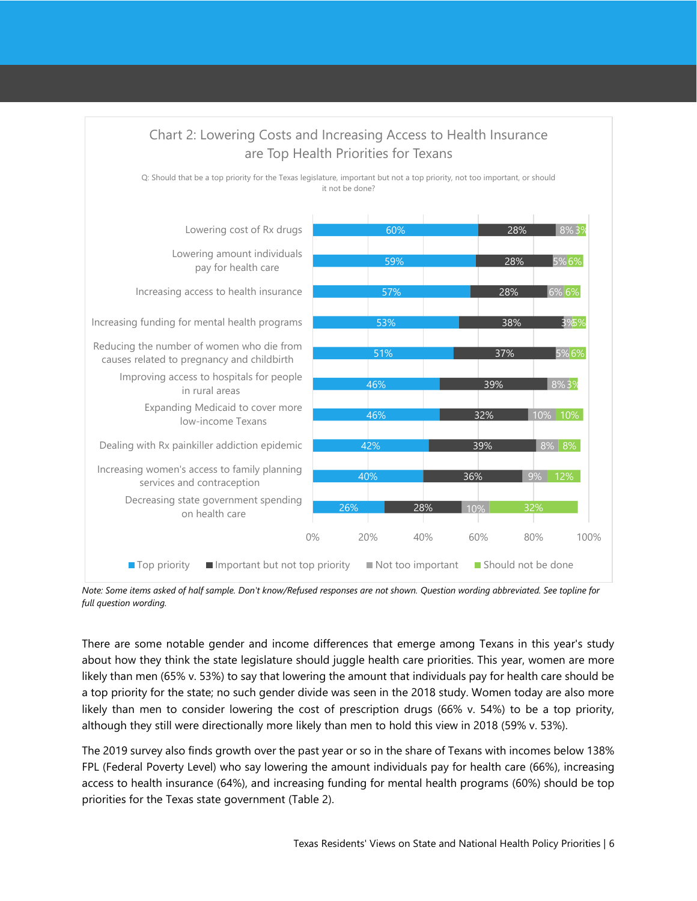## Chart 2: Lowering Costs and Increasing Access to Health Insurance are Top Health Priorities for Texans

Q: Should that be a top priority for the Texas legislature, important but not a top priority, not too important, or should it not be done?

| | Top priority | Important but not top priority | Not too important | Should not be done |
|---|---|---|---|---|
| Lowering cost of Rx drugs | 60% | 28% | 8% | 3% |
| Lowering amount individuals pay for health care | 59% | 28% | 5% | 6% |
| Increasing access to health insurance | 57% | 28% | 6% | 6% |
| Increasing funding for mental health programs | 53% | 38% | 3% | 5% |
| Reducing the number of women who die from causes related to pregnancy and childbirth | 51% | 37% | 5% | 6% |
| Improving access to hospitals for people in rural areas | 46% | 39% | 8% | 3% |
| Expanding Medicaid to cover more low-income Texans | 46% | 32% | 10% | 10% |
| Dealing with Rx painkiller addiction epidemic | 42% | 39% | 8% | 8% |
| Increasing women's access to family planning services and contraception | 40% | 36% | 9% | 12% |
| Decreasing state government spending on health care | 26% | 28% | 10% | 32% |

*Note: Some items asked of half sample. Don't know/Refused responses are not shown. Question wording abbreviated. See topline for full question wording.*

There are some notable gender and income differences that emerge among Texans in this year's study about how they think the state legislature should juggle health care priorities. This year, women are more likely than men (65% v. 53%) to say that lowering the amount that individuals pay for health care should be a top priority for the state; no such gender divide was seen in the 2018 study. Women today are also more likely than men to consider lowering the cost of prescription drugs (66% v. 54%) to be a top priority, although they still were directionally more likely than men to hold this view in 2018 (59% v. 53%).

The 2019 survey also finds growth over the past year or so in the share of Texans with incomes below 138% FPL (Federal Poverty Level) who say lowering the amount individuals pay for health care (66%), increasing access to health insurance (64%), and increasing funding for mental health programs (60%) should be top priorities for the Texas state government (Table 2).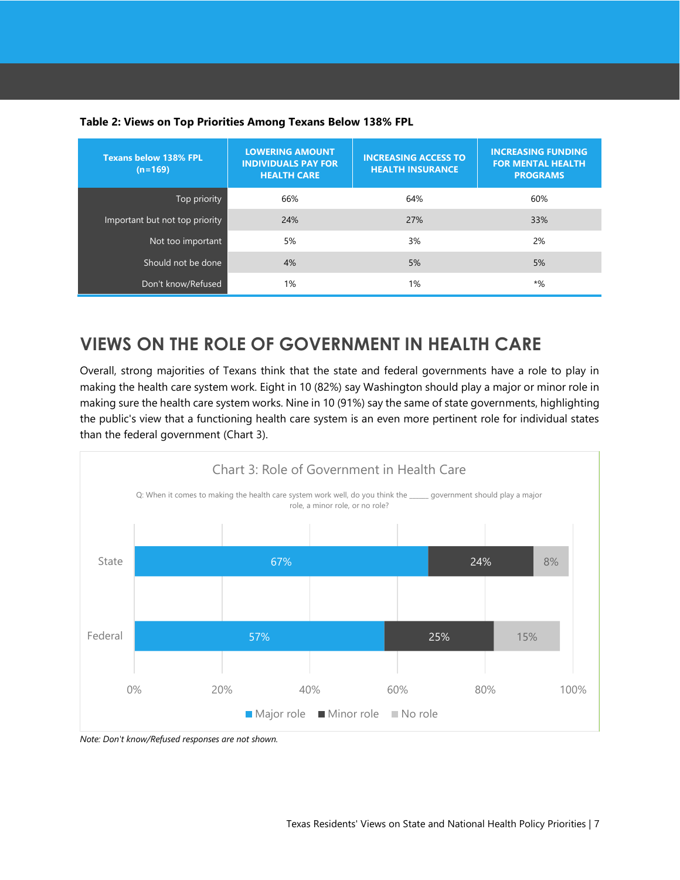**Table 2: Views on Top Priorities Among Texans Below 138% FPL**

| Texans below 138% FPL (n=169) | LOWERING AMOUNT INDIVIDUALS PAY FOR HEALTH CARE | INCREASING ACCESS TO HEALTH INSURANCE | INCREASING FUNDING FOR MENTAL HEALTH PROGRAMS |
|---|---|---|---|
| Top priority | 66% | 64% | 60% |
| Important but not top priority | 24% | 27% | 33% |
| Not too important | 5% | 3% | 2% |
| Should not be done | 4% | 5% | 5% |
| Don't know/Refused | 1% | 1% | *% |

## VIEWS ON THE ROLE OF GOVERNMENT IN HEALTH CARE

Overall, strong majorities of Texans think that the state and federal governments have a role to play in making the health care system work. Eight in 10 (82%) say Washington should play a major or minor role in making sure the health care system works. Nine in 10 (91%) say the same of state governments, highlighting the public's view that a functioning health care system is an even more pertinent role for individual states than the federal government (Chart 3).

**Chart 3: Role of Government in Health Care**

Q: When it comes to making the health care system work well, do you think the _____ government should play a major role, a minor role, or no role?

| | Major role | Minor role | No role |
|---|---|---|---|
| State | 67% | 24% | 8% |
| Federal | 57% | 25% | 15% |

*Note: Don't know/Refused responses are not shown.*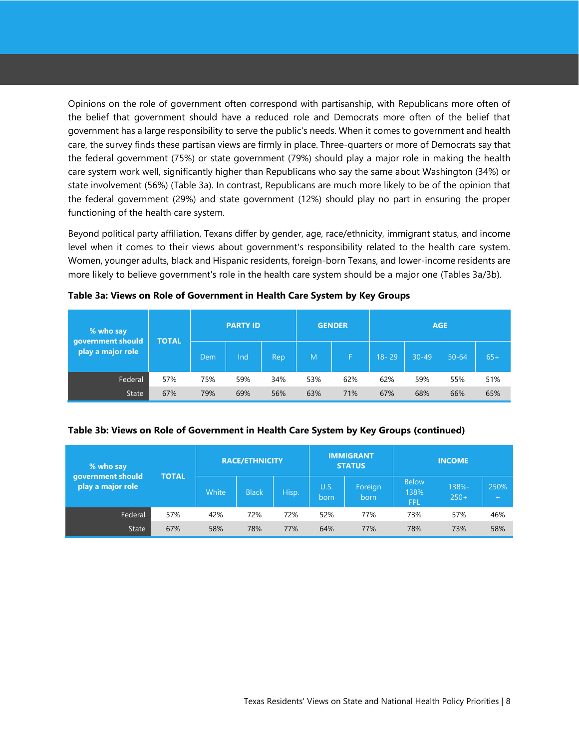Opinions on the role of government often correspond with partisanship, with Republicans more often of the belief that government should have a reduced role and Democrats more often of the belief that government has a large responsibility to serve the public's needs. When it comes to government and health care, the survey finds these partisan views are firmly in place. Three-quarters or more of Democrats say that the federal government (75%) or state government (79%) should play a major role in making the health care system work well, significantly higher than Republicans who say the same about Washington (34%) or state involvement (56%) (Table 3a). In contrast, Republicans are much more likely to be of the opinion that the federal government (29%) and state government (12%) should play no part in ensuring the proper functioning of the health care system.

Beyond political party affiliation, Texans differ by gender, age, race/ethnicity, immigrant status, and income level when it comes to their views about government's responsibility related to the health care system. Women, younger adults, black and Hispanic residents, foreign-born Texans, and lower-income residents are more likely to believe government's role in the health care system should be a major one (Tables 3a/3b).

**Table 3a: Views on Role of Government in Health Care System by Key Groups**

| % who say government should play a major role | TOTAL | PARTY ID | | | GENDER | | AGE | | | |
|---|---|---|---|---|---|---|---|---|---|---|
| | | Dem | Ind | Rep | M | F | 18- 29 | 30-49 | 50-64 | 65+ |
| Federal | 57% | 75% | 59% | 34% | 53% | 62% | 62% | 59% | 55% | 51% |
| State | 67% | 79% | 69% | 56% | 63% | 71% | 67% | 68% | 66% | 65% |

**Table 3b: Views on Role of Government in Health Care System by Key Groups (continued)**

| % who say government should play a major role | TOTAL | RACE/ETHNICITY | | | IMMIGRANT STATUS | | INCOME | | |
|---|---|---|---|---|---|---|---|---|---|
| | | White | Black | Hisp. | U.S. born | Foreign born | Below 138% FPL | 138%-250+ | 250% + |
| Federal | 57% | 42% | 72% | 72% | 52% | 77% | 73% | 57% | 46% |
| State | 67% | 58% | 78% | 77% | 64% | 77% | 78% | 73% | 58% |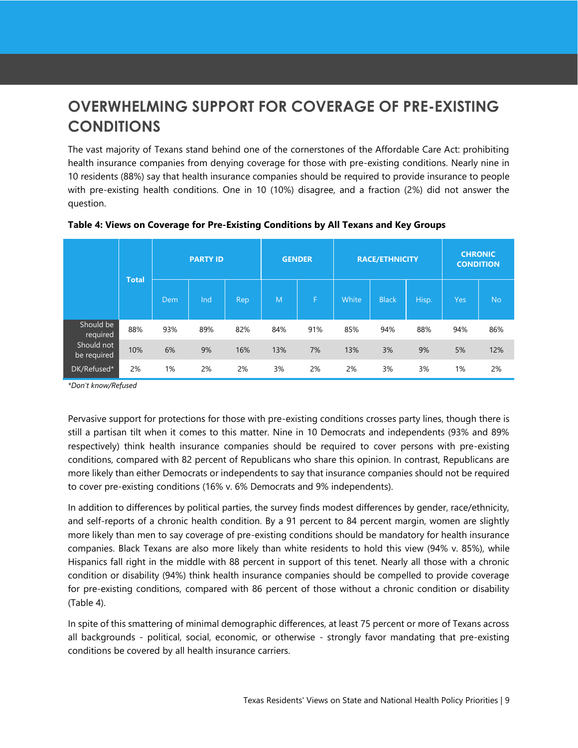## OVERWHELMING SUPPORT FOR COVERAGE OF PRE-EXISTING CONDITIONS

The vast majority of Texans stand behind one of the cornerstones of the Affordable Care Act: prohibiting health insurance companies from denying coverage for those with pre-existing conditions. Nearly nine in 10 residents (88%) say that health insurance companies should be required to provide insurance to people with pre-existing health conditions. One in 10 (10%) disagree, and a fraction (2%) did not answer the question.

**Table 4: Views on Coverage for Pre-Existing Conditions by All Texans and Key Groups**

| | Total | PARTY ID | | | GENDER | | RACE/ETHNICITY | | | CHRONIC CONDITION | |
|---|---|---|---|---|---|---|---|---|---|---|---|
| | | Dem | Ind | Rep | M | F | White | Black | Hisp. | Yes | No |
| Should be required | 88% | 93% | 89% | 82% | 84% | 91% | 85% | 94% | 88% | 94% | 86% |
| Should not be required | 10% | 6% | 9% | 16% | 13% | 7% | 13% | 3% | 9% | 5% | 12% |
| DK/Refused* | 2% | 1% | 2% | 2% | 3% | 2% | 2% | 3% | 3% | 1% | 2% |

*\*Don't know/Refused*

Pervasive support for protections for those with pre-existing conditions crosses party lines, though there is still a partisan tilt when it comes to this matter. Nine in 10 Democrats and independents (93% and 89% respectively) think health insurance companies should be required to cover persons with pre-existing conditions, compared with 82 percent of Republicans who share this opinion. In contrast, Republicans are more likely than either Democrats or independents to say that insurance companies should not be required to cover pre-existing conditions (16% v. 6% Democrats and 9% independents).

In addition to differences by political parties, the survey finds modest differences by gender, race/ethnicity, and self-reports of a chronic health condition. By a 91 percent to 84 percent margin, women are slightly more likely than men to say coverage of pre-existing conditions should be mandatory for health insurance companies. Black Texans are also more likely than white residents to hold this view (94% v. 85%), while Hispanics fall right in the middle with 88 percent in support of this tenet. Nearly all those with a chronic condition or disability (94%) think health insurance companies should be compelled to provide coverage for pre-existing conditions, compared with 86 percent of those without a chronic condition or disability (Table 4).

In spite of this smattering of minimal demographic differences, at least 75 percent or more of Texans across all backgrounds - political, social, economic, or otherwise - strongly favor mandating that pre-existing conditions be covered by all health insurance carriers.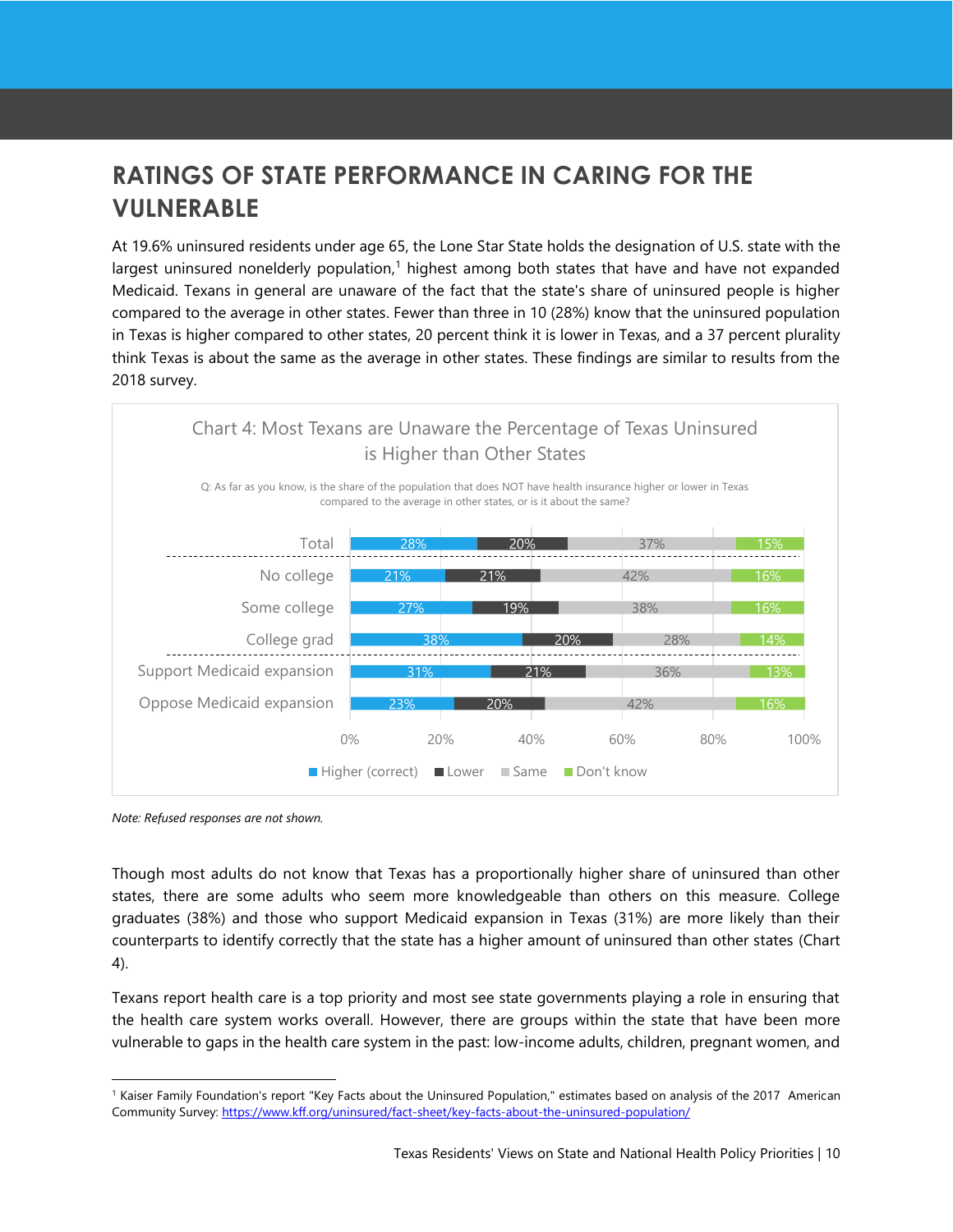## RATINGS OF STATE PERFORMANCE IN CARING FOR THE VULNERABLE

At 19.6% uninsured residents under age 65, the Lone Star State holds the designation of U.S. state with the largest uninsured nonelderly population,[1] highest among both states that have and have not expanded Medicaid. Texans in general are unaware of the fact that the state's share of uninsured people is higher compared to the average in other states. Fewer than three in 10 (28%) know that the uninsured population in Texas is higher compared to other states, 20 percent think it is lower in Texas, and a 37 percent plurality think Texas is about the same as the average in other states. These findings are similar to results from the 2018 survey.

**Chart 4: Most Texans are Unaware the Percentage of Texas Uninsured is Higher than Other States**

Q: As far as you know, is the share of the population that does NOT have health insurance higher or lower in Texas compared to the average in other states, or is it about the same?

| | Higher (correct) | Lower | Same | Don't know |
|---|---|---|---|---|
| Total | 28% | 20% | 37% | 15% |
| No college | 21% | 21% | 42% | 16% |
| Some college | 27% | 19% | 38% | 16% |
| College grad | 38% | 20% | 28% | 14% |
| Support Medicaid expansion | 31% | 21% | 36% | 13% |
| Oppose Medicaid expansion | 23% | 20% | 42% | 16% |

*Note: Refused responses are not shown.*

Though most adults do not know that Texas has a proportionally higher share of uninsured than other states, there are some adults who seem more knowledgeable than others on this measure. College graduates (38%) and those who support Medicaid expansion in Texas (31%) are more likely than their counterparts to identify correctly that the state has a higher amount of uninsured than other states (Chart 4).

Texans report health care is a top priority and most see state governments playing a role in ensuring that the health care system works overall. However, there are groups within the state that have been more vulnerable to gaps in the health care system in the past: low-income adults, children, pregnant women, and

[1] Kaiser Family Foundation's report "Key Facts about the Uninsured Population," estimates based on analysis of the 2017 American Community Survey: https://www.kff.org/uninsured/fact-sheet/key-facts-about-the-uninsured-population/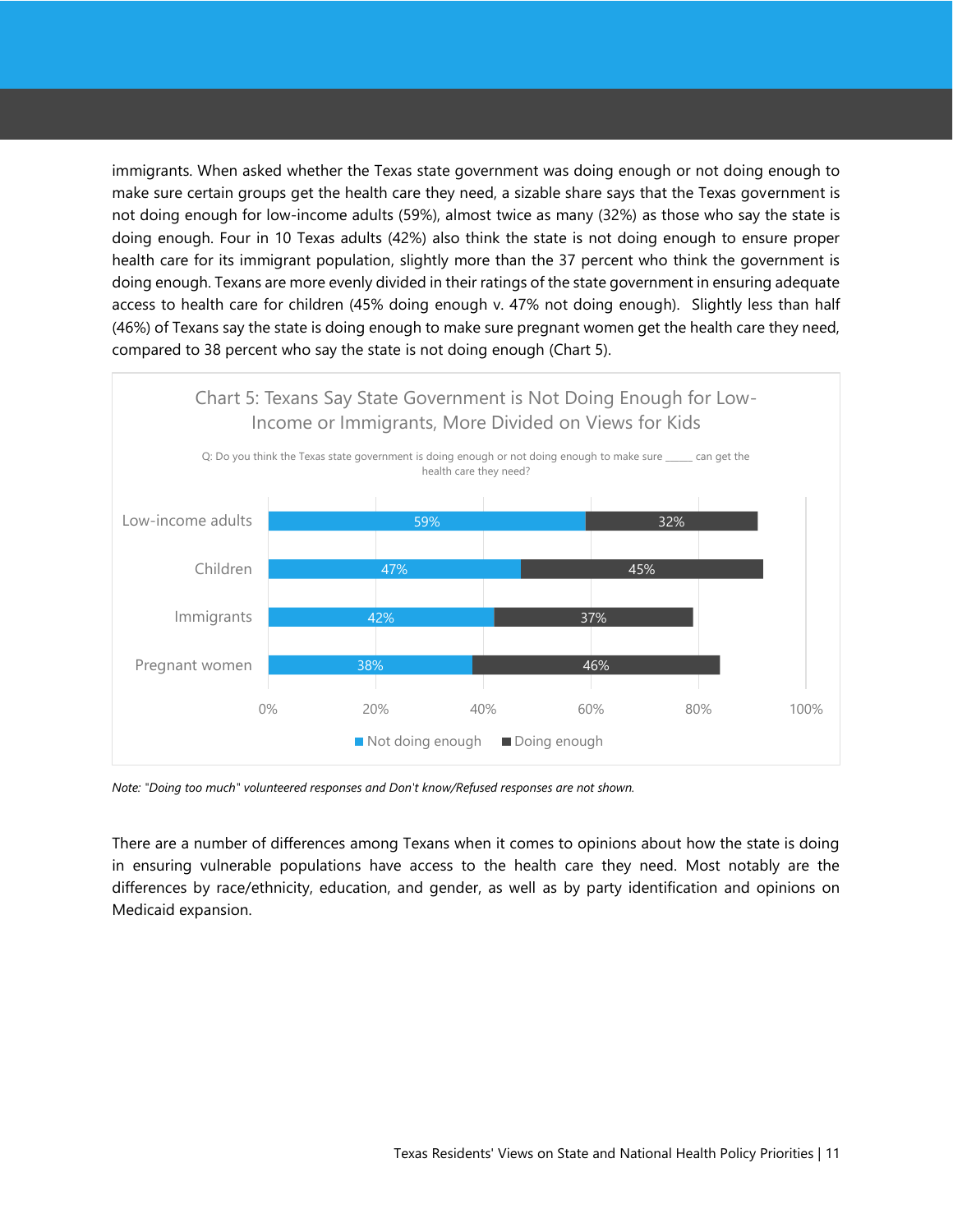immigrants. When asked whether the Texas state government was doing enough or not doing enough to make sure certain groups get the health care they need, a sizable share says that the Texas government is not doing enough for low-income adults (59%), almost twice as many (32%) as those who say the state is doing enough. Four in 10 Texas adults (42%) also think the state is not doing enough to ensure proper health care for its immigrant population, slightly more than the 37 percent who think the government is doing enough. Texans are more evenly divided in their ratings of the state government in ensuring adequate access to health care for children (45% doing enough v. 47% not doing enough). Slightly less than half (46%) of Texans say the state is doing enough to make sure pregnant women get the health care they need, compared to 38 percent who say the state is not doing enough (Chart 5).

**Chart 5: Texans Say State Government is Not Doing Enough for Low-Income or Immigrants, More Divided on Views for Kids**

Q: Do you think the Texas state government is doing enough or not doing enough to make sure _____ can get the health care they need?

| | Not doing enough | Doing enough |
|---|---|---|
| Low-income adults | 59% | 32% |
| Children | 47% | 45% |
| Immigrants | 42% | 37% |
| Pregnant women | 38% | 46% |

*Note: "Doing too much" volunteered responses and Don't know/Refused responses are not shown.*

There are a number of differences among Texans when it comes to opinions about how the state is doing in ensuring vulnerable populations have access to the health care they need. Most notably are the differences by race/ethnicity, education, and gender, as well as by party identification and opinions on Medicaid expansion.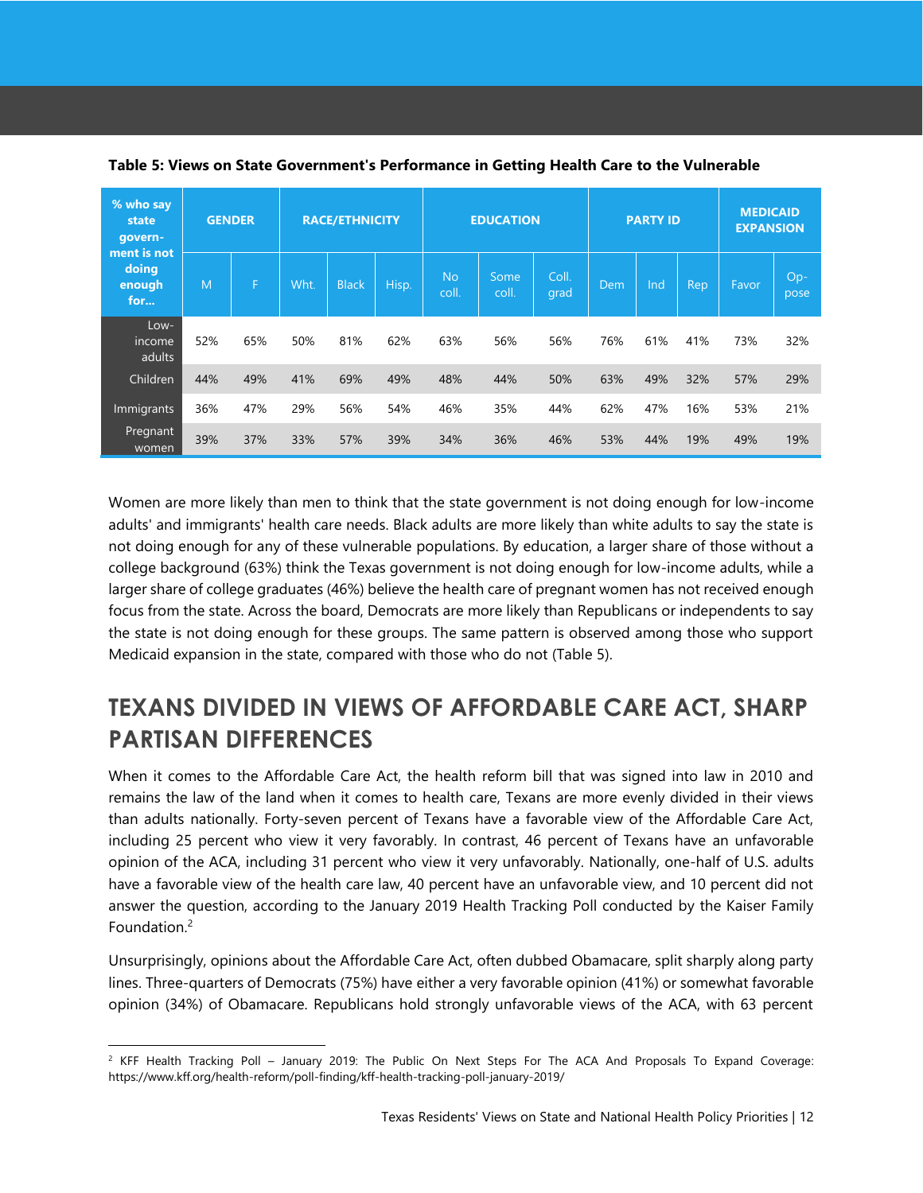**Table 5: Views on State Government's Performance in Getting Health Care to the Vulnerable**

| % who say state government is not doing enough for... | GENDER | | RACE/ETHNICITY | | | EDUCATION | | | PARTY ID | | | MEDICAID EXPANSION | |
|---|---|---|---|---|---|---|---|---|---|---|---|---|---|
| | M | F | Wht. | Black | Hisp. | No coll. | Some coll. | Coll. grad | Dem | Ind | Rep | Favor | Oppose |
| Low-income adults | 52% | 65% | 50% | 81% | 62% | 63% | 56% | 56% | 76% | 61% | 41% | 73% | 32% |
| Children | 44% | 49% | 41% | 69% | 49% | 48% | 44% | 50% | 63% | 49% | 32% | 57% | 29% |
| Immigrants | 36% | 47% | 29% | 56% | 54% | 46% | 35% | 44% | 62% | 47% | 16% | 53% | 21% |
| Pregnant women | 39% | 37% | 33% | 57% | 39% | 34% | 36% | 46% | 53% | 44% | 19% | 49% | 19% |

Women are more likely than men to think that the state government is not doing enough for low-income adults' and immigrants' health care needs. Black adults are more likely than white adults to say the state is not doing enough for any of these vulnerable populations. By education, a larger share of those without a college background (63%) think the Texas government is not doing enough for low-income adults, while a larger share of college graduates (46%) believe the health care of pregnant women has not received enough focus from the state. Across the board, Democrats are more likely than Republicans or independents to say the state is not doing enough for these groups. The same pattern is observed among those who support Medicaid expansion in the state, compared with those who do not (Table 5).

## TEXANS DIVIDED IN VIEWS OF AFFORDABLE CARE ACT, SHARP PARTISAN DIFFERENCES

When it comes to the Affordable Care Act, the health reform bill that was signed into law in 2010 and remains the law of the land when it comes to health care, Texans are more evenly divided in their views than adults nationally. Forty-seven percent of Texans have a favorable view of the Affordable Care Act, including 25 percent who view it very favorably. In contrast, 46 percent of Texans have an unfavorable opinion of the ACA, including 31 percent who view it very unfavorably. Nationally, one-half of U.S. adults have a favorable view of the health care law, 40 percent have an unfavorable view, and 10 percent did not answer the question, according to the January 2019 Health Tracking Poll conducted by the Kaiser Family Foundation.[2]

Unsurprisingly, opinions about the Affordable Care Act, often dubbed Obamacare, split sharply along party lines. Three-quarters of Democrats (75%) have either a very favorable opinion (41%) or somewhat favorable opinion (34%) of Obamacare. Republicans hold strongly unfavorable views of the ACA, with 63 percent

[2] KFF Health Tracking Poll – January 2019: The Public On Next Steps For The ACA And Proposals To Expand Coverage: https://www.kff.org/health-reform/poll-finding/kff-health-tracking-poll-january-2019/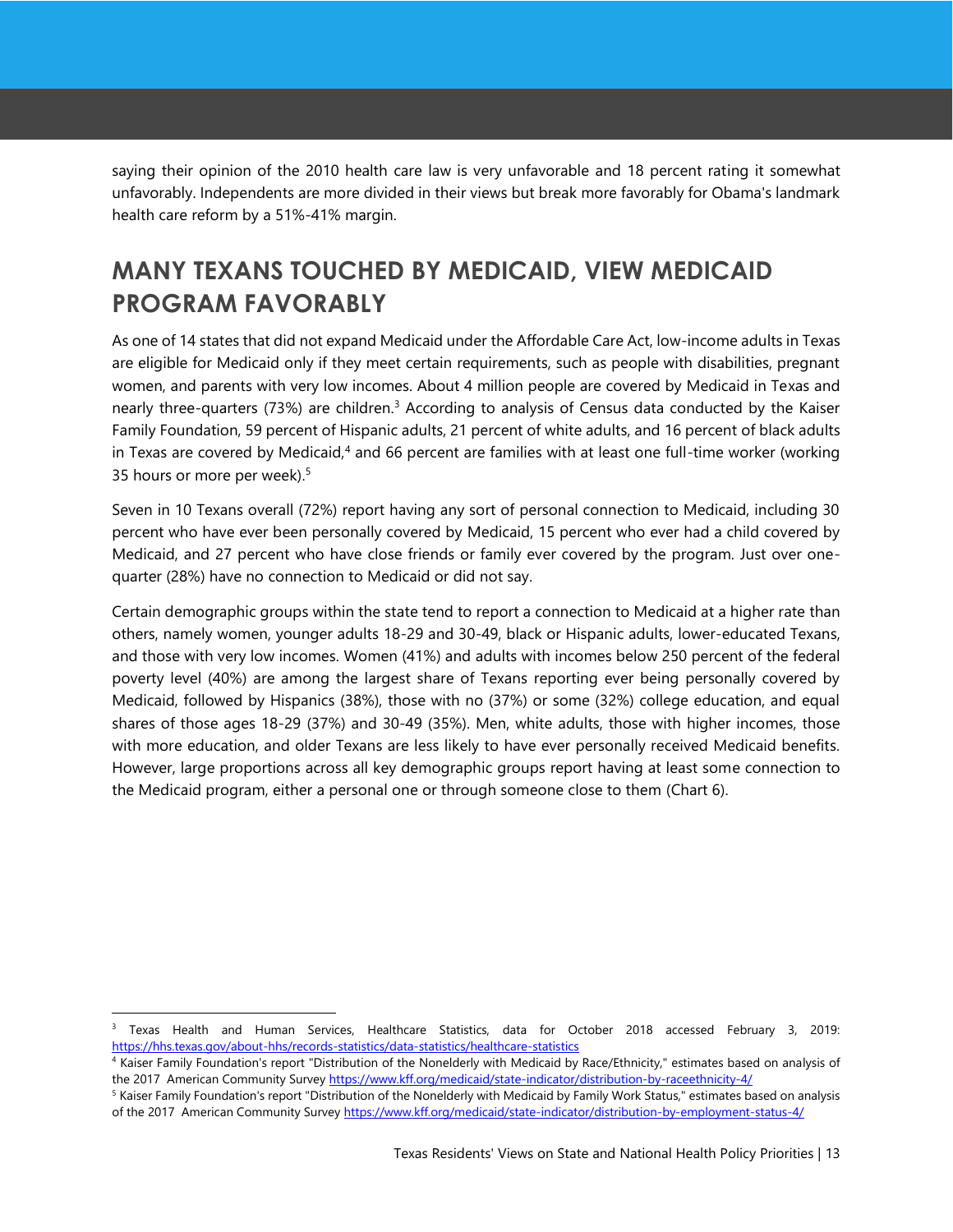saying their opinion of the 2010 health care law is very unfavorable and 18 percent rating it somewhat unfavorably. Independents are more divided in their views but break more favorably for Obama's landmark health care reform by a 51%-41% margin.

## MANY TEXANS TOUCHED BY MEDICAID, VIEW MEDICAID PROGRAM FAVORABLY

As one of 14 states that did not expand Medicaid under the Affordable Care Act, low-income adults in Texas are eligible for Medicaid only if they meet certain requirements, such as people with disabilities, pregnant women, and parents with very low incomes. About 4 million people are covered by Medicaid in Texas and nearly three-quarters (73%) are children.[3] According to analysis of Census data conducted by the Kaiser Family Foundation, 59 percent of Hispanic adults, 21 percent of white adults, and 16 percent of black adults in Texas are covered by Medicaid,[4] and 66 percent are families with at least one full-time worker (working 35 hours or more per week).[5]

Seven in 10 Texans overall (72%) report having any sort of personal connection to Medicaid, including 30 percent who have ever been personally covered by Medicaid, 15 percent who ever had a child covered by Medicaid, and 27 percent who have close friends or family ever covered by the program. Just over one-quarter (28%) have no connection to Medicaid or did not say.

Certain demographic groups within the state tend to report a connection to Medicaid at a higher rate than others, namely women, younger adults 18-29 and 30-49, black or Hispanic adults, lower-educated Texans, and those with very low incomes. Women (41%) and adults with incomes below 250 percent of the federal poverty level (40%) are among the largest share of Texans reporting ever being personally covered by Medicaid, followed by Hispanics (38%), those with no (37%) or some (32%) college education, and equal shares of those ages 18-29 (37%) and 30-49 (35%). Men, white adults, those with higher incomes, those with more education, and older Texans are less likely to have ever personally received Medicaid benefits. However, large proportions across all key demographic groups report having at least some connection to the Medicaid program, either a personal one or through someone close to them (Chart 6).

---

[3] Texas Health and Human Services, Healthcare Statistics, data for October 2018 accessed February 3, 2019: https://hhs.texas.gov/about-hhs/records-statistics/data-statistics/healthcare-statistics

[4] Kaiser Family Foundation's report "Distribution of the Nonelderly with Medicaid by Race/Ethnicity," estimates based on analysis of the 2017 American Community Survey https://www.kff.org/medicaid/state-indicator/distribution-by-raceethnicity-4/

[5] Kaiser Family Foundation's report "Distribution of the Nonelderly with Medicaid by Family Work Status," estimates based on analysis of the 2017 American Community Survey https://www.kff.org/medicaid/state-indicator/distribution-by-employment-status-4/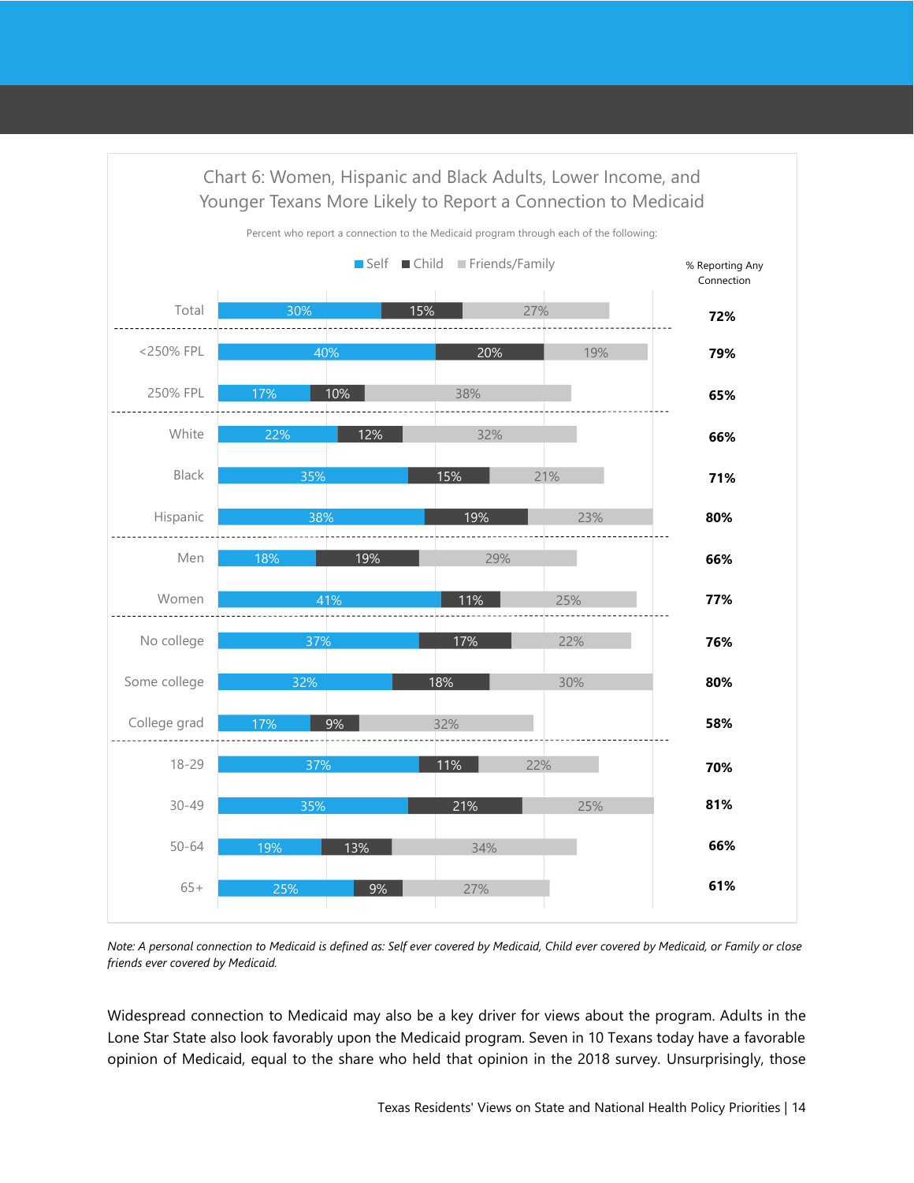Chart 6: Women, Hispanic and Black Adults, Lower Income, and Younger Texans More Likely to Report a Connection to Medicaid

Percent who report a connection to the Medicaid program through each of the following:

| | Self | Child | Friends/Family | % Reporting Any Connection |
|---|---|---|---|---|
| Total | 30% | 15% | 27% | 72% |
| <250% FPL | 40% | 20% | 19% | 79% |
| 250% FPL | 17% | 10% | 38% | 65% |
| White | 22% | 12% | 32% | 66% |
| Black | 35% | 15% | 21% | 71% |
| Hispanic | 38% | 19% | 23% | 80% |
| Men | 18% | 19% | 29% | 66% |
| Women | 41% | 11% | 25% | 77% |
| No college | 37% | 17% | 22% | 76% |
| Some college | 32% | 18% | 30% | 80% |
| College grad | 17% | 9% | 32% | 58% |
| 18-29 | 37% | 11% | 22% | 70% |
| 30-49 | 35% | 21% | 25% | 81% |
| 50-64 | 19% | 13% | 34% | 66% |
| 65+ | 25% | 9% | 27% | 61% |

*Note: A personal connection to Medicaid is defined as: Self ever covered by Medicaid, Child ever covered by Medicaid, or Family or close friends ever covered by Medicaid.*

Widespread connection to Medicaid may also be a key driver for views about the program. Adults in the Lone Star State also look favorably upon the Medicaid program. Seven in 10 Texans today have a favorable opinion of Medicaid, equal to the share who held that opinion in the 2018 survey. Unsurprisingly, those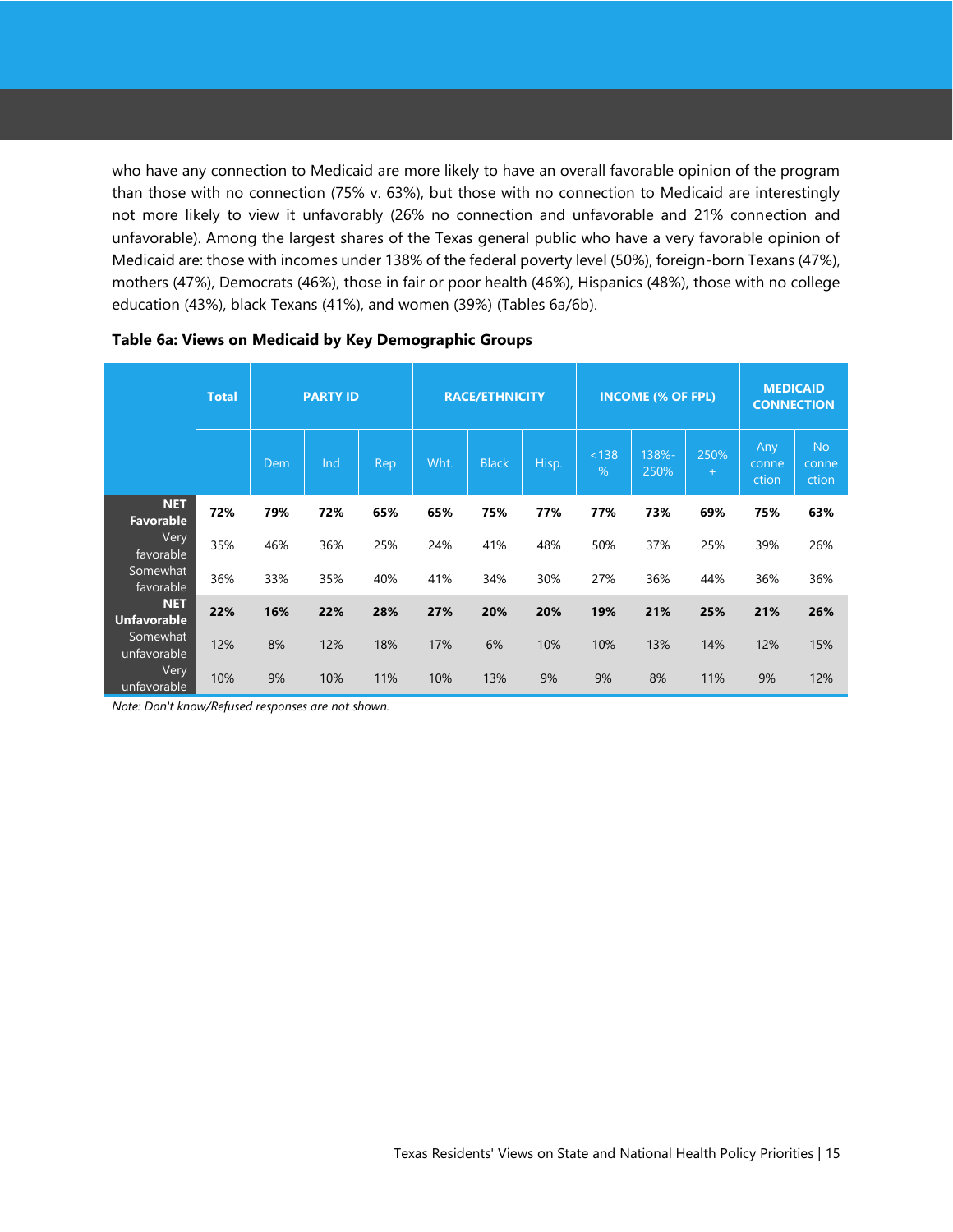who have any connection to Medicaid are more likely to have an overall favorable opinion of the program than those with no connection (75% v. 63%), but those with no connection to Medicaid are interestingly not more likely to view it unfavorably (26% no connection and unfavorable and 21% connection and unfavorable). Among the largest shares of the Texas general public who have a very favorable opinion of Medicaid are: those with incomes under 138% of the federal poverty level (50%), foreign-born Texans (47%), mothers (47%), Democrats (46%), those in fair or poor health (46%), Hispanics (48%), those with no college education (43%), black Texans (41%), and women (39%) (Tables 6a/6b).

**Table 6a: Views on Medicaid by Key Demographic Groups**

| | Total | PARTY ID | | | RACE/ETHNICITY | | | INCOME (% OF FPL) | | | MEDICAID CONNECTION | |
|---|---|---|---|---|---|---|---|---|---|---|---|---|
| | | Dem | Ind | Rep | Wht. | Black | Hisp. | <138 % | 138%-250% | 250% + | Any connection | No connection |
| **NET Favorable** | **72%** | **79%** | **72%** | **65%** | **65%** | **75%** | **77%** | **77%** | **73%** | **69%** | **75%** | **63%** |
| Very favorable | 35% | 46% | 36% | 25% | 24% | 41% | 48% | 50% | 37% | 25% | 39% | 26% |
| Somewhat favorable | 36% | 33% | 35% | 40% | 41% | 34% | 30% | 27% | 36% | 44% | 36% | 36% |
| **NET Unfavorable** | **22%** | **16%** | **22%** | **28%** | **27%** | **20%** | **20%** | **19%** | **21%** | **25%** | **21%** | **26%** |
| Somewhat unfavorable | 12% | 8% | 12% | 18% | 17% | 6% | 10% | 10% | 13% | 14% | 12% | 15% |
| Very unfavorable | 10% | 9% | 10% | 11% | 10% | 13% | 9% | 9% | 8% | 11% | 9% | 12% |

*Note: Don't know/Refused responses are not shown.*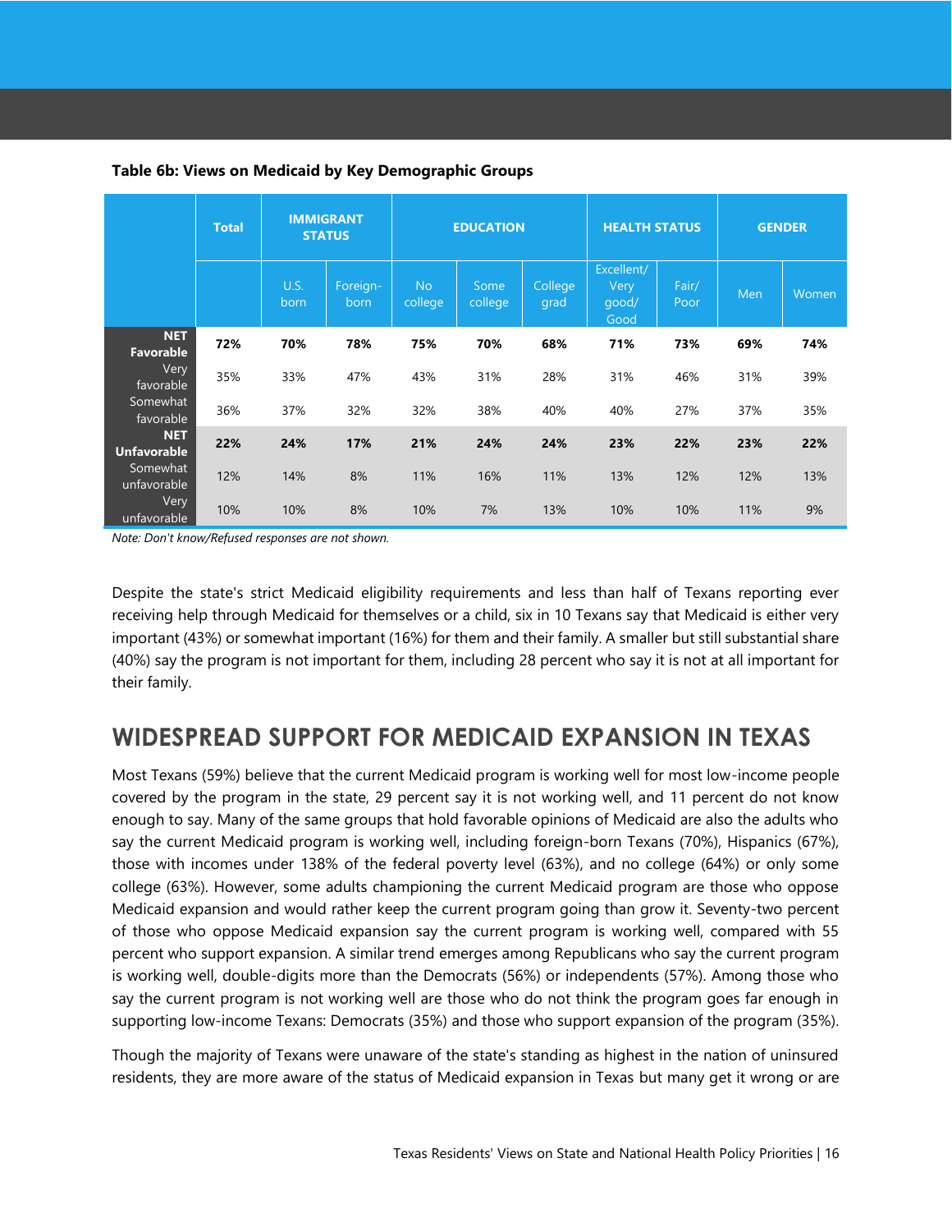**Table 6b: Views on Medicaid by Key Demographic Groups**

| | Total | IMMIGRANT STATUS | | EDUCATION | | | HEALTH STATUS | | GENDER | |
|---|---|---|---|---|---|---|---|---|---|---|
| | | U.S. born | Foreign-born | No college | Some college | College grad | Excellent/ Very good/ Good | Fair/ Poor | Men | Women |
| **NET Favorable** | **72%** | **70%** | **78%** | **75%** | **70%** | **68%** | **71%** | **73%** | **69%** | **74%** |
| Very favorable | 35% | 33% | 47% | 43% | 31% | 28% | 31% | 46% | 31% | 39% |
| Somewhat favorable | 36% | 37% | 32% | 32% | 38% | 40% | 40% | 27% | 37% | 35% |
| **NET Unfavorable** | **22%** | **24%** | **17%** | **21%** | **24%** | **24%** | **23%** | **22%** | **23%** | **22%** |
| Somewhat unfavorable | 12% | 14% | 8% | 11% | 16% | 11% | 13% | 12% | 12% | 13% |
| Very unfavorable | 10% | 10% | 8% | 10% | 7% | 13% | 10% | 10% | 11% | 9% |

*Note: Don't know/Refused responses are not shown.*

Despite the state's strict Medicaid eligibility requirements and less than half of Texans reporting ever receiving help through Medicaid for themselves or a child, six in 10 Texans say that Medicaid is either very important (43%) or somewhat important (16%) for them and their family. A smaller but still substantial share (40%) say the program is not important for them, including 28 percent who say it is not at all important for their family.

## WIDESPREAD SUPPORT FOR MEDICAID EXPANSION IN TEXAS

Most Texans (59%) believe that the current Medicaid program is working well for most low-income people covered by the program in the state, 29 percent say it is not working well, and 11 percent do not know enough to say. Many of the same groups that hold favorable opinions of Medicaid are also the adults who say the current Medicaid program is working well, including foreign-born Texans (70%), Hispanics (67%), those with incomes under 138% of the federal poverty level (63%), and no college (64%) or only some college (63%). However, some adults championing the current Medicaid program are those who oppose Medicaid expansion and would rather keep the current program going than grow it. Seventy-two percent of those who oppose Medicaid expansion say the current program is working well, compared with 55 percent who support expansion. A similar trend emerges among Republicans who say the current program is working well, double-digits more than the Democrats (56%) or independents (57%). Among those who say the current program is not working well are those who do not think the program goes far enough in supporting low-income Texans: Democrats (35%) and those who support expansion of the program (35%).

Though the majority of Texans were unaware of the state's standing as highest in the nation of uninsured residents, they are more aware of the status of Medicaid expansion in Texas but many get it wrong or are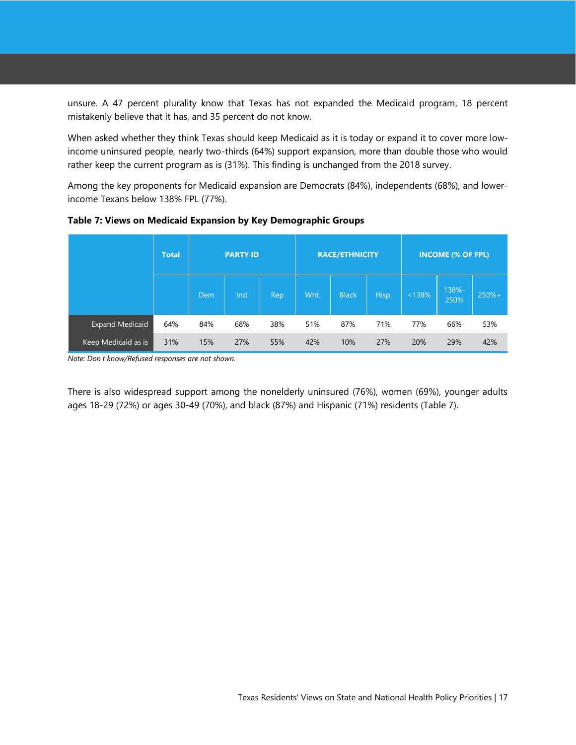unsure. A 47 percent plurality know that Texas has not expanded the Medicaid program, 18 percent mistakenly believe that it has, and 35 percent do not know.

When asked whether they think Texas should keep Medicaid as it is today or expand it to cover more low-income uninsured people, nearly two-thirds (64%) support expansion, more than double those who would rather keep the current program as is (31%). This finding is unchanged from the 2018 survey.

Among the key proponents for Medicaid expansion are Democrats (84%), independents (68%), and lower-income Texans below 138% FPL (77%).

**Table 7: Views on Medicaid Expansion by Key Demographic Groups**

| | Total | PARTY ID | | | RACE/ETHNICITY | | | INCOME (% OF FPL) | | |
|---|---|---|---|---|---|---|---|---|---|---|
| | | Dem | Ind | Rep | Wht. | Black | Hisp. | <138% | 138%-250% | 250%+ |
| Expand Medicaid | 64% | 84% | 68% | 38% | 51% | 87% | 71% | 77% | 66% | 53% |
| Keep Medicaid as is | 31% | 15% | 27% | 55% | 42% | 10% | 27% | 20% | 29% | 42% |

*Note: Don't know/Refused responses are not shown.*

There is also widespread support among the nonelderly uninsured (76%), women (69%), younger adults ages 18-29 (72%) or ages 30-49 (70%), and black (87%) and Hispanic (71%) residents (Table 7).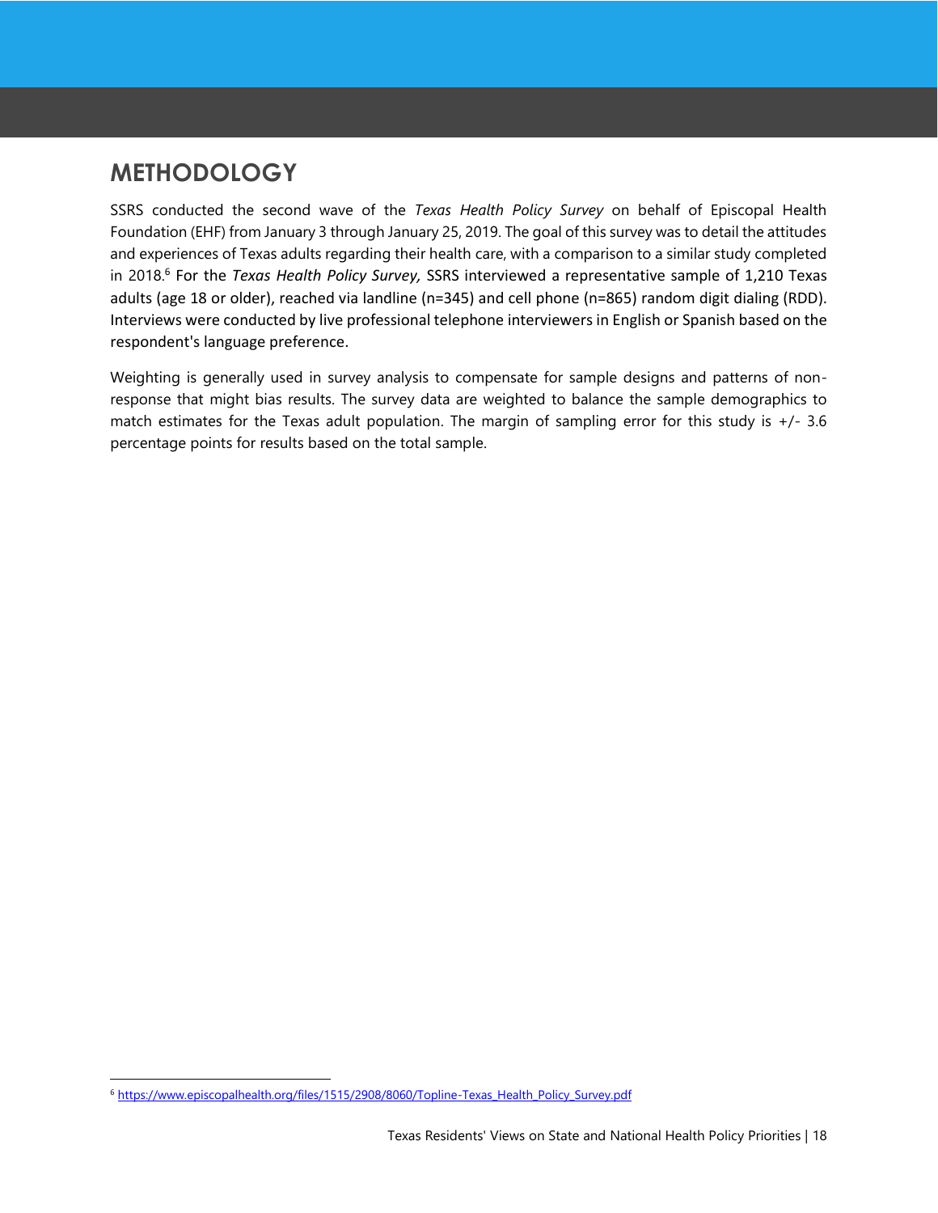## METHODOLOGY

SSRS conducted the second wave of the *Texas Health Policy Survey* on behalf of Episcopal Health Foundation (EHF) from January 3 through January 25, 2019. The goal of this survey was to detail the attitudes and experiences of Texas adults regarding their health care, with a comparison to a similar study completed in 2018.[6] For the *Texas Health Policy Survey,* SSRS interviewed a representative sample of 1,210 Texas adults (age 18 or older), reached via landline (n=345) and cell phone (n=865) random digit dialing (RDD). Interviews were conducted by live professional telephone interviewers in English or Spanish based on the respondent's language preference.

Weighting is generally used in survey analysis to compensate for sample designs and patterns of non-response that might bias results. The survey data are weighted to balance the sample demographics to match estimates for the Texas adult population. The margin of sampling error for this study is +/- 3.6 percentage points for results based on the total sample.

[6] https://www.episcopalhealth.org/files/1515/2908/8060/Topline-Texas_Health_Policy_Survey.pdf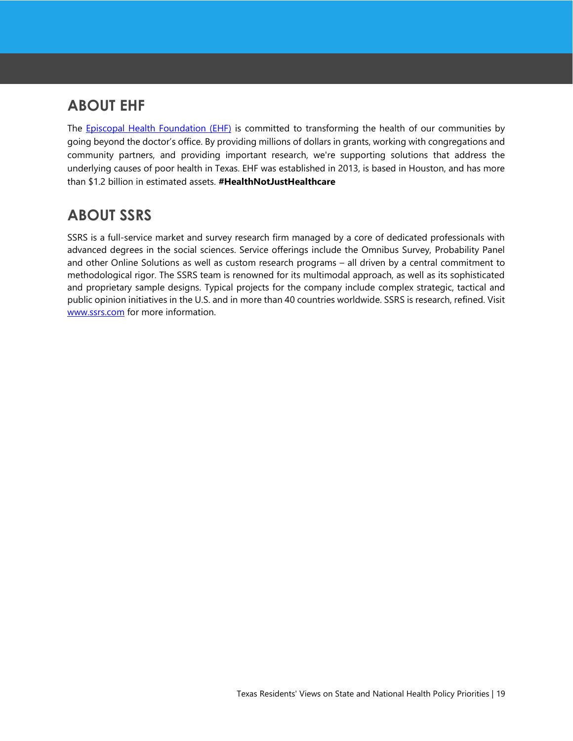## ABOUT EHF

The [Episcopal Health Foundation (EHF)]() is committed to transforming the health of our communities by going beyond the doctor's office. By providing millions of dollars in grants, working with congregations and community partners, and providing important research, we're supporting solutions that address the underlying causes of poor health in Texas. EHF was established in 2013, is based in Houston, and has more than $1.2 billion in estimated assets. **#HealthNotJustHealthcare**

## ABOUT SSRS

SSRS is a full-service market and survey research firm managed by a core of dedicated professionals with advanced degrees in the social sciences. Service offerings include the Omnibus Survey, Probability Panel and other Online Solutions as well as custom research programs – all driven by a central commitment to methodological rigor. The SSRS team is renowned for its multimodal approach, as well as its sophisticated and proprietary sample designs. Typical projects for the company include complex strategic, tactical and public opinion initiatives in the U.S. and in more than 40 countries worldwide. SSRS is research, refined. Visit [www.ssrs.com](www.ssrs.com) for more information.